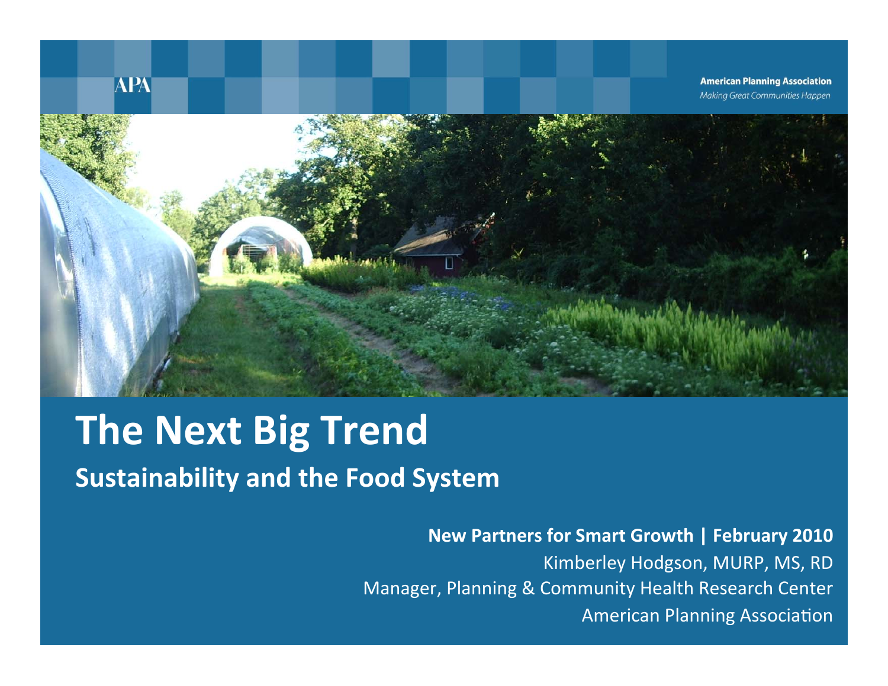APA

**American Planning Association**
*Making Great Communities Happen*

# The Next Big Trend

## Sustainability and the Food System

**New Partners for Smart Growth | February 2010**

Kimberley Hodgson, MURP, MS, RD

Manager, Planning & Community Health Research Center

American Planning Association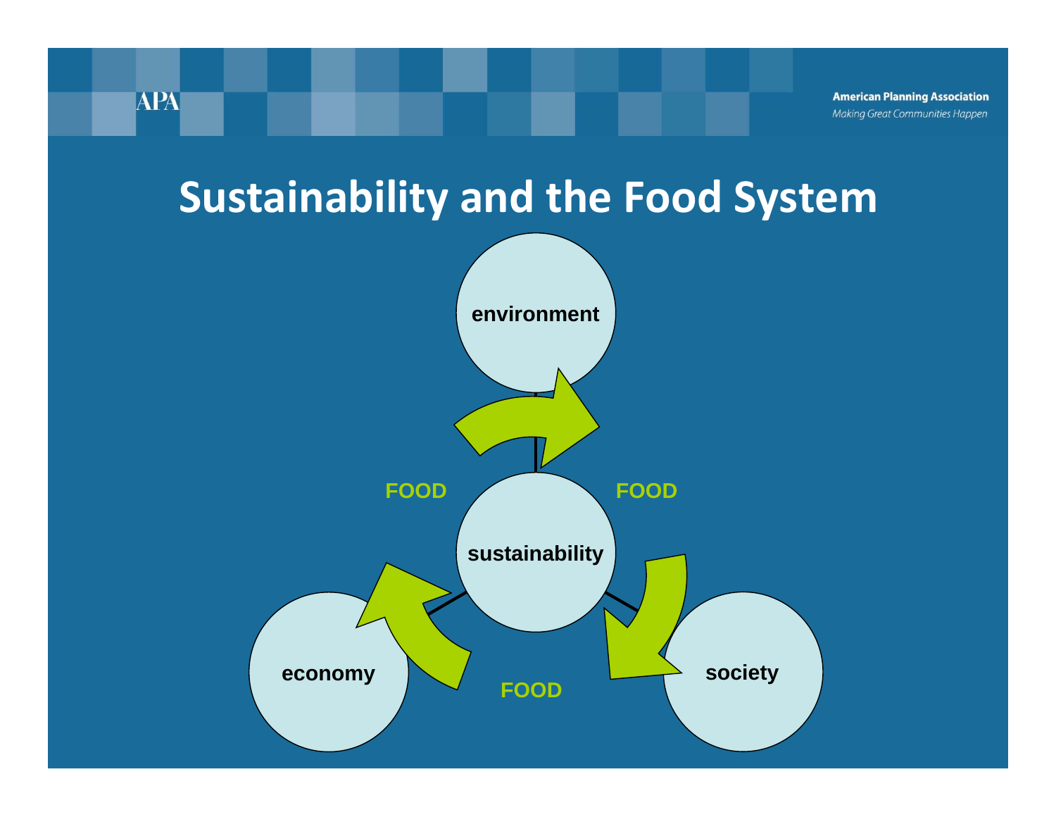# Sustainability and the Food System

environment

FOOD

FOOD

sustainability

economy

FOOD

society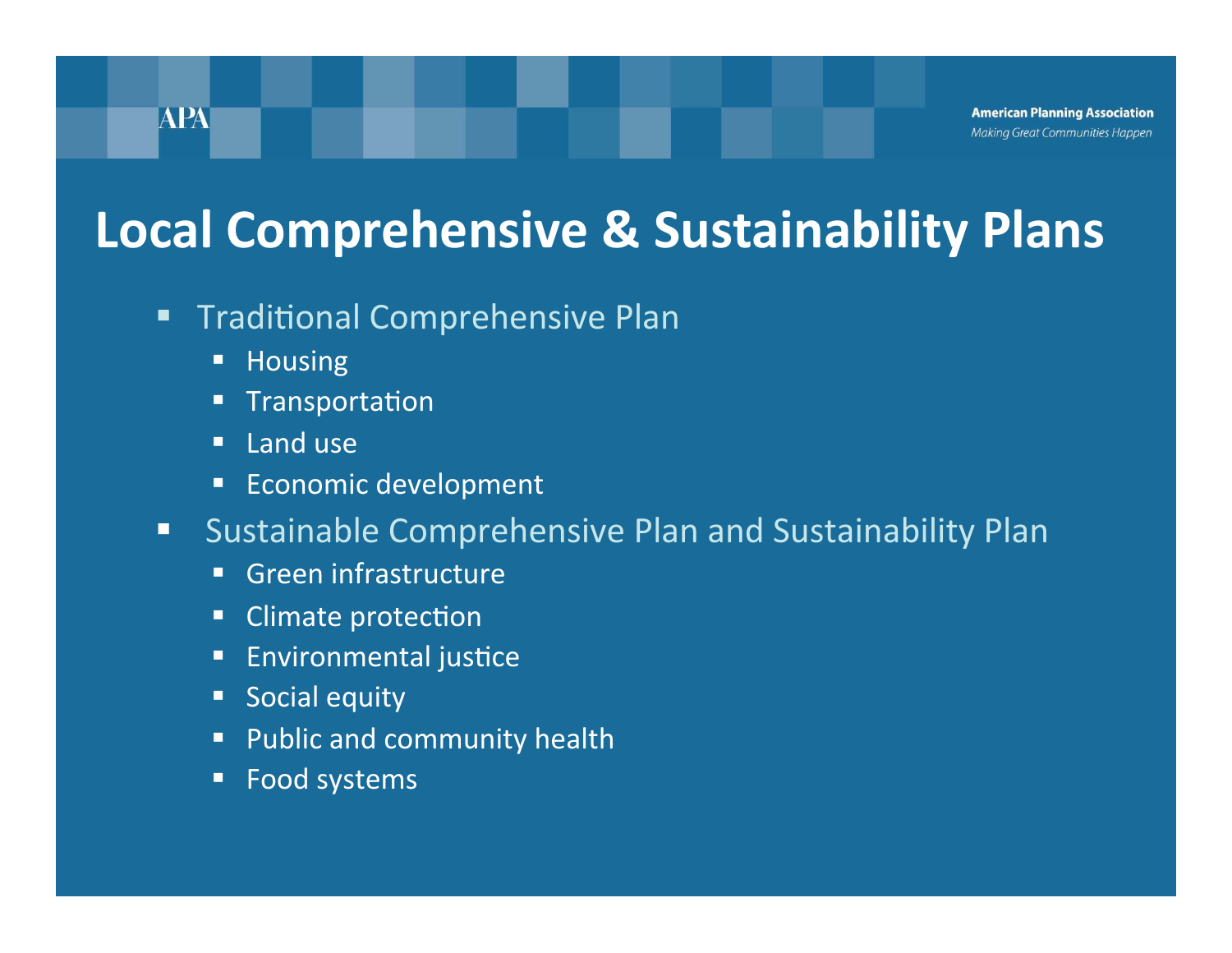# Local Comprehensive & Sustainability Plans

- Traditional Comprehensive Plan
  - Housing
  - Transportation
  - Land use
  - Economic development
- Sustainable Comprehensive Plan and Sustainability Plan
  - Green infrastructure
  - Climate protection
  - Environmental justice
  - Social equity
  - Public and community health
  - Food systems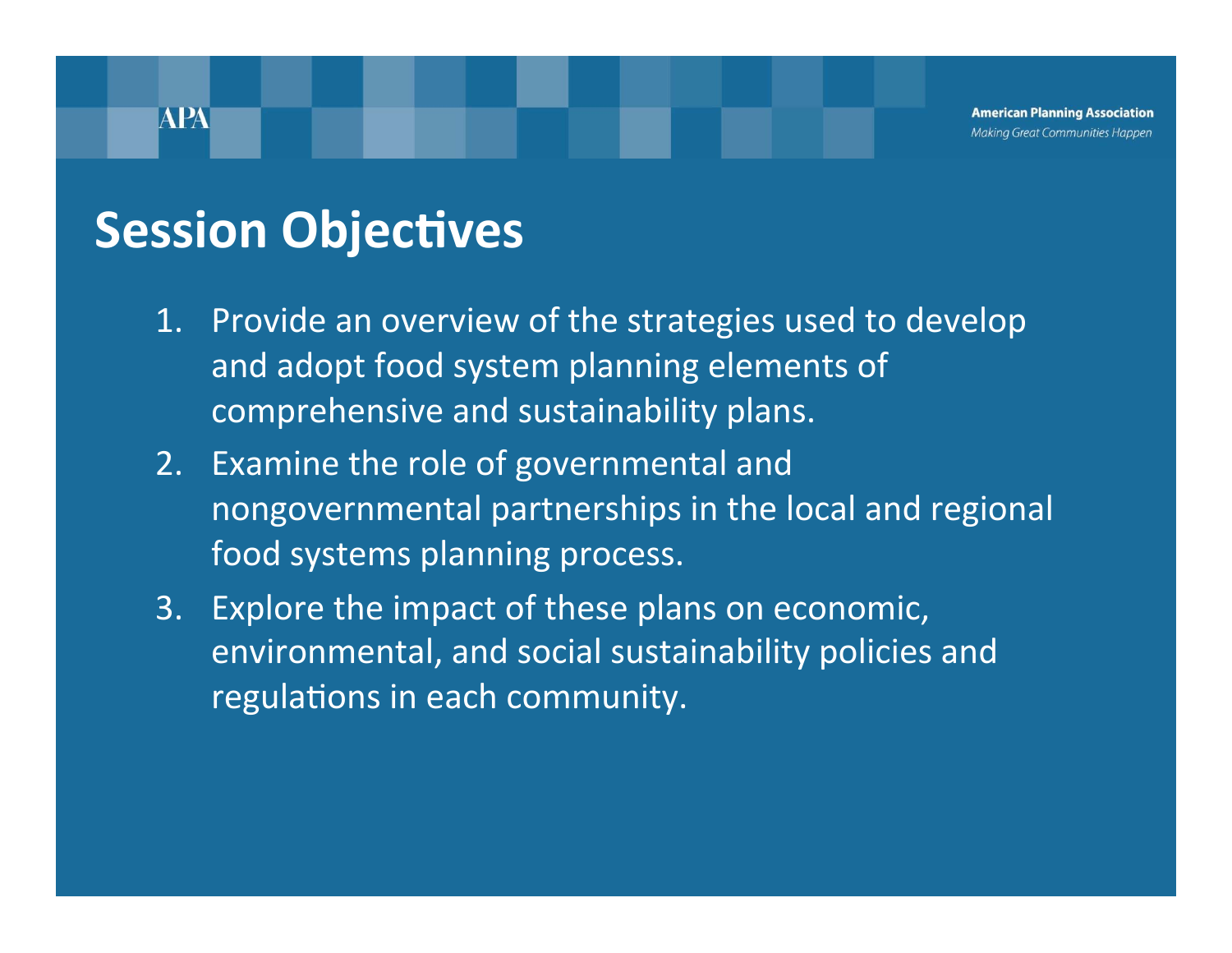# Session Objectives

1. Provide an overview of the strategies used to develop and adopt food system planning elements of comprehensive and sustainability plans.
2. Examine the role of governmental and nongovernmental partnerships in the local and regional food systems planning process.
3. Explore the impact of these plans on economic, environmental, and social sustainability policies and regulations in each community.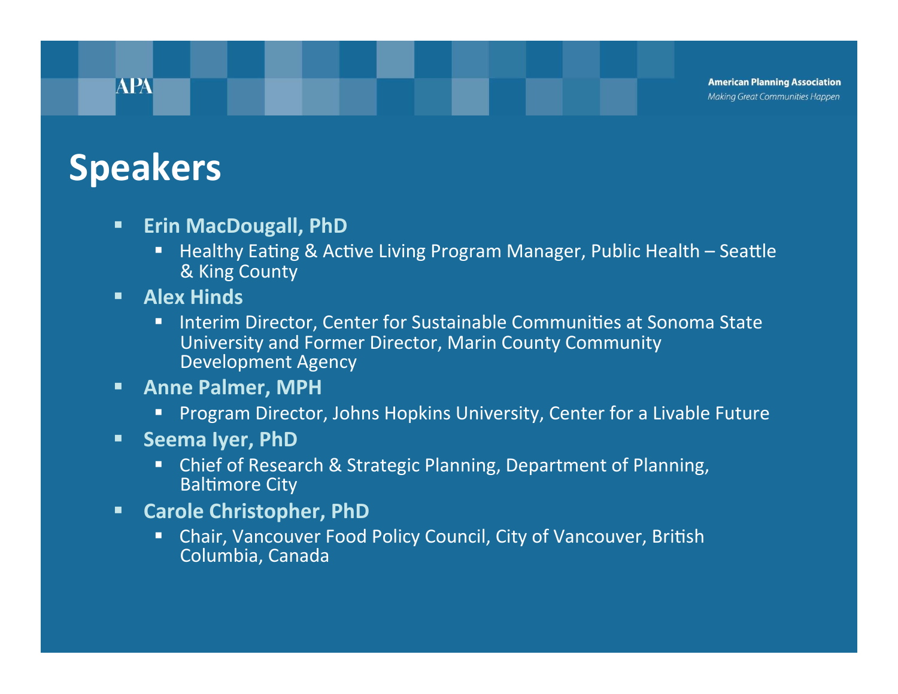# Speakers

- **Erin MacDougall, PhD**
  - Healthy Eating & Active Living Program Manager, Public Health – Seattle & King County
- **Alex Hinds**
  - Interim Director, Center for Sustainable Communities at Sonoma State University and Former Director, Marin County Community Development Agency
- **Anne Palmer, MPH**
  - Program Director, Johns Hopkins University, Center for a Livable Future
- **Seema Iyer, PhD**
  - Chief of Research & Strategic Planning, Department of Planning, Baltimore City
- **Carole Christopher, PhD**
  - Chair, Vancouver Food Policy Council, City of Vancouver, British Columbia, Canada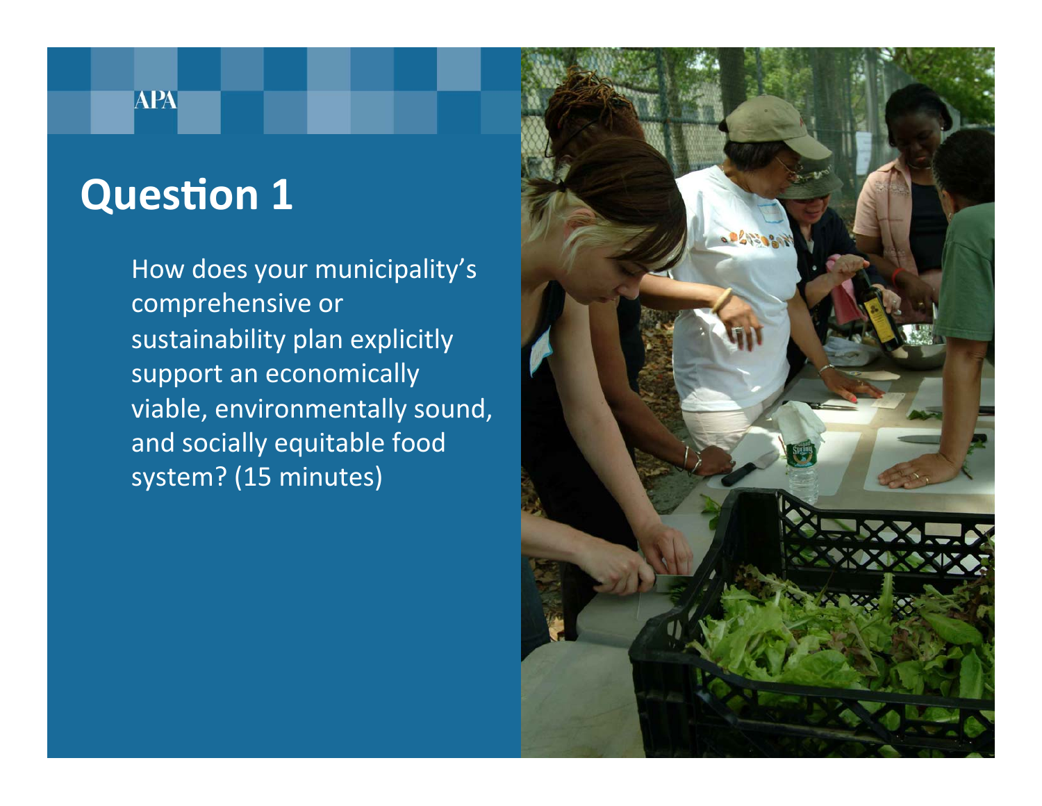# Question 1

How does your municipality's comprehensive or sustainability plan explicitly support an economically viable, environmentally sound, and socially equitable food system? (15 minutes)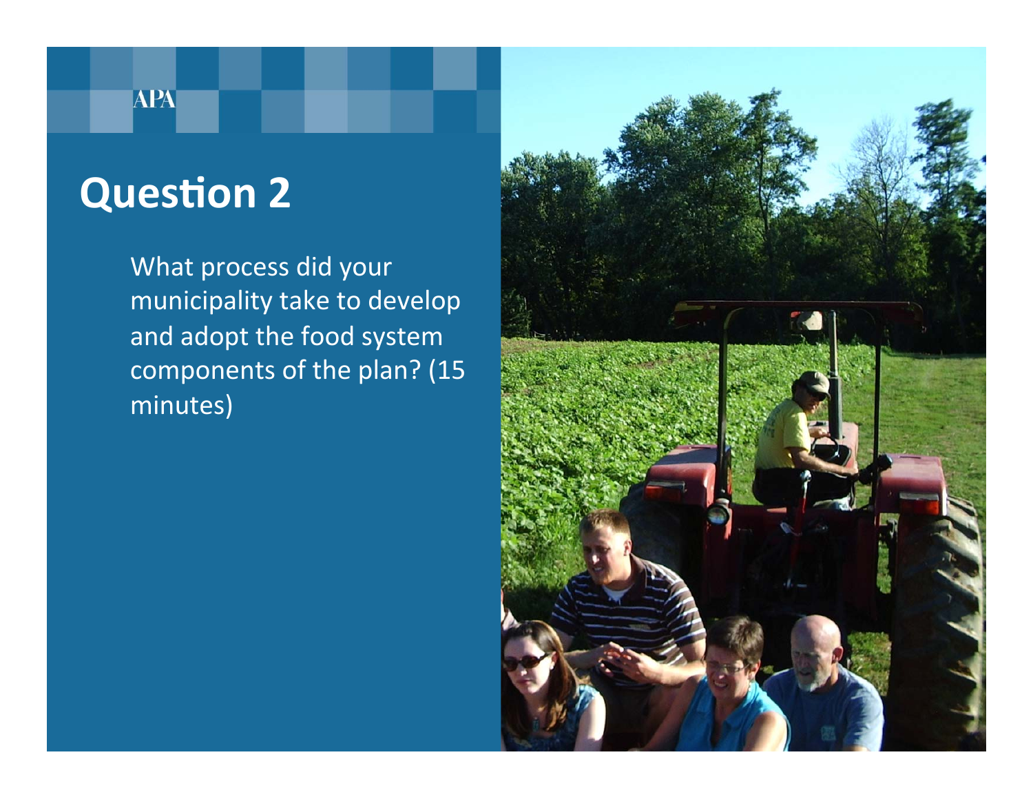# Question 2

What process did your municipality take to develop and adopt the food system components of the plan? (15 minutes)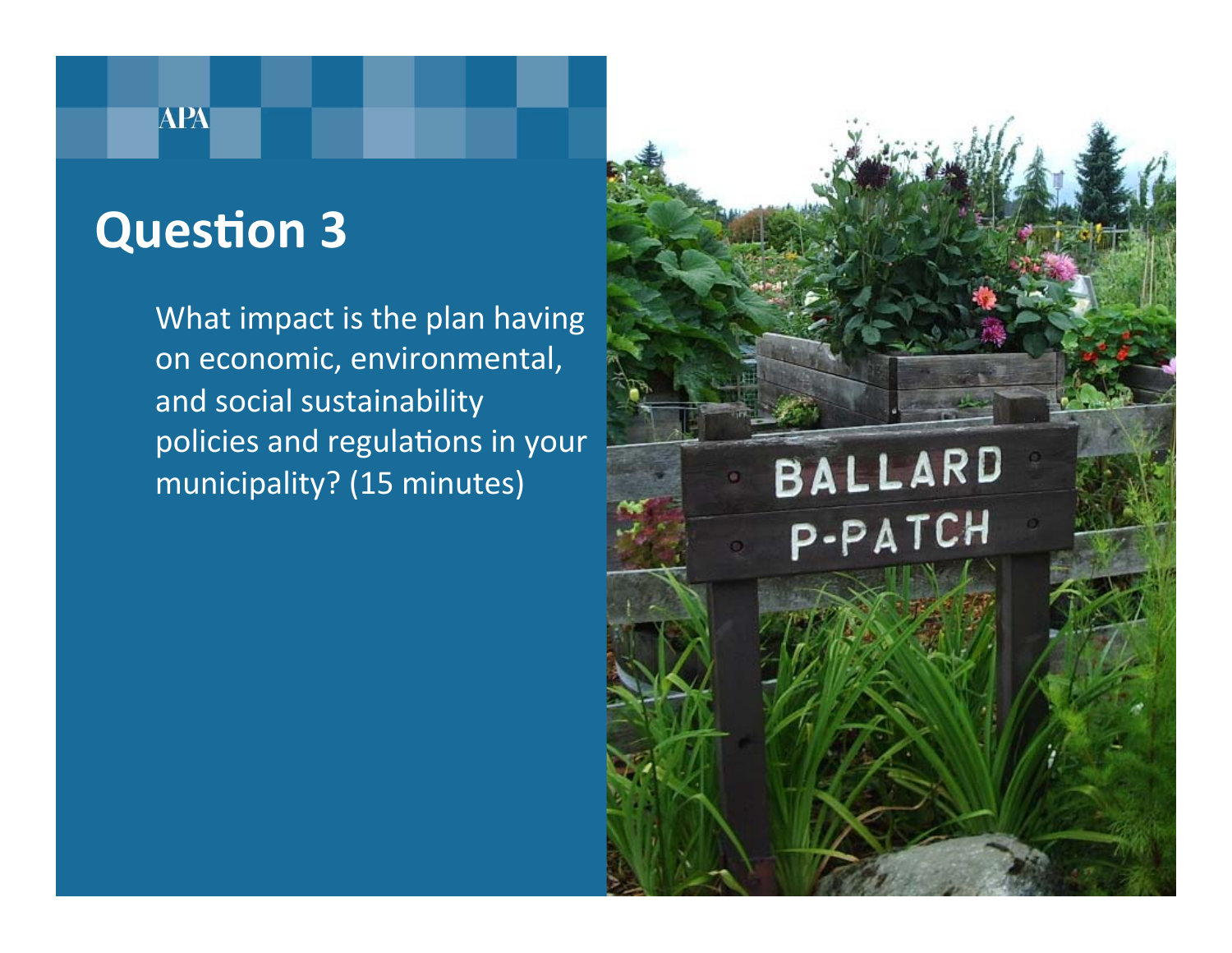# Question 3

What impact is the plan having on economic, environmental, and social sustainability policies and regulations in your municipality? (15 minutes)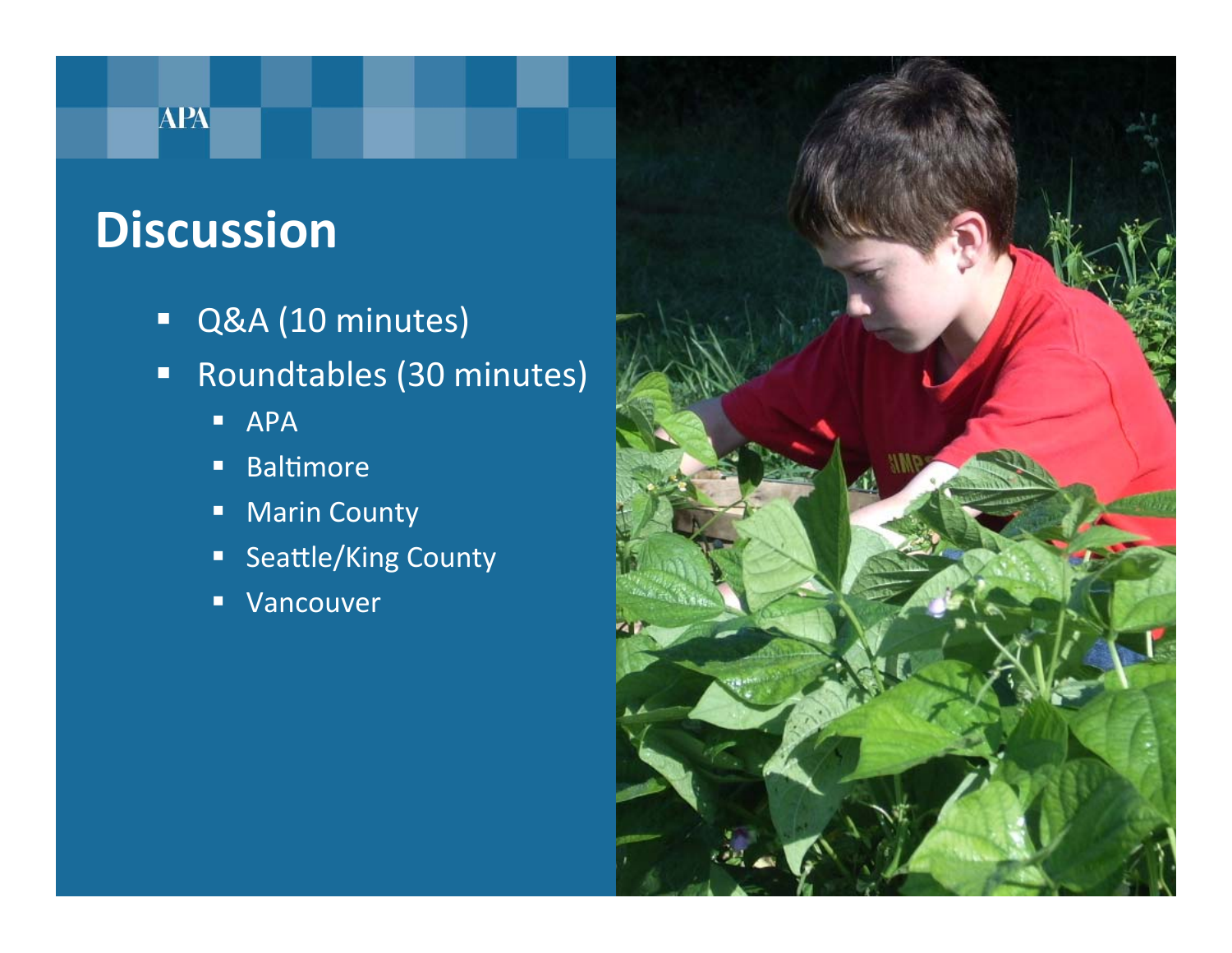# Discussion

- Q&A (10 minutes)
- Roundtables (30 minutes)
  - APA
  - Baltimore
  - Marin County
  - Seattle/King County
  - Vancouver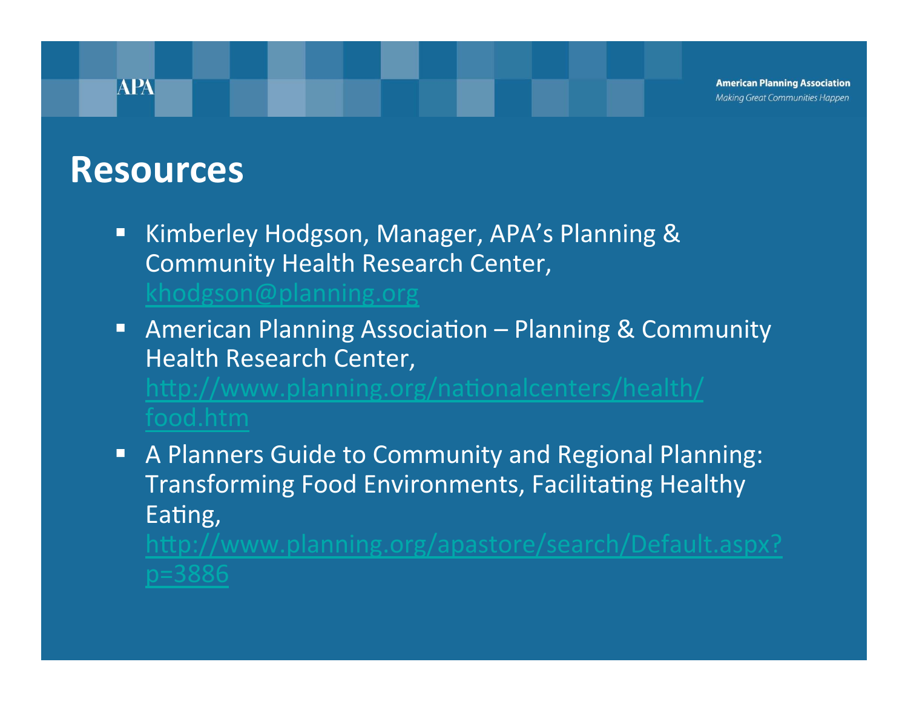# Resources

- Kimberley Hodgson, Manager, APA's Planning & Community Health Research Center, khodgson@planning.org
- American Planning Association – Planning & Community Health Research Center, http://www.planning.org/nationalcenters/health/food.htm
- A Planners Guide to Community and Regional Planning: Transforming Food Environments, Facilitating Healthy Eating, http://www.planning.org/apastore/search/Default.aspx?p=3886